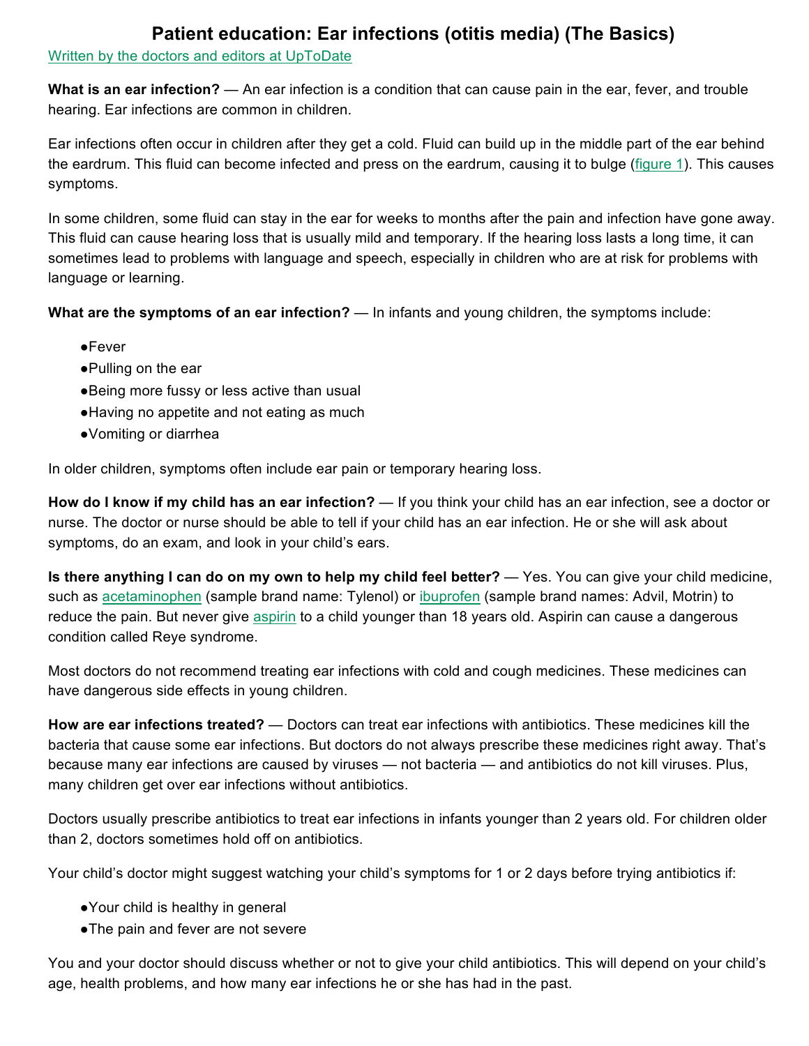# Patient education: Ear infections (otitis media) (The Basics)

Written by the doctors and editors at UpToDate

**What is an ear infection?** — An ear infection is a condition that can cause pain in the ear, fever, and trouble hearing. Ear infections are common in children.

Ear infections often occur in children after they get a cold. Fluid can build up in the middle part of the ear behind the eardrum. This fluid can become infected and press on the eardrum, causing it to bulge (figure 1). This causes symptoms.

In some children, some fluid can stay in the ear for weeks to months after the pain and infection have gone away. This fluid can cause hearing loss that is usually mild and temporary. If the hearing loss lasts a long time, it can sometimes lead to problems with language and speech, especially in children who are at risk for problems with language or learning.

**What are the symptoms of an ear infection?** — In infants and young children, the symptoms include:

- Fever
- Pulling on the ear
- Being more fussy or less active than usual
- Having no appetite and not eating as much
- Vomiting or diarrhea

In older children, symptoms often include ear pain or temporary hearing loss.

**How do I know if my child has an ear infection?** — If you think your child has an ear infection, see a doctor or nurse. The doctor or nurse should be able to tell if your child has an ear infection. He or she will ask about symptoms, do an exam, and look in your child's ears.

**Is there anything I can do on my own to help my child feel better?** — Yes. You can give your child medicine, such as acetaminophen (sample brand name: Tylenol) or ibuprofen (sample brand names: Advil, Motrin) to reduce the pain. But never give aspirin to a child younger than 18 years old. Aspirin can cause a dangerous condition called Reye syndrome.

Most doctors do not recommend treating ear infections with cold and cough medicines. These medicines can have dangerous side effects in young children.

**How are ear infections treated?** — Doctors can treat ear infections with antibiotics. These medicines kill the bacteria that cause some ear infections. But doctors do not always prescribe these medicines right away. That's because many ear infections are caused by viruses — not bacteria — and antibiotics do not kill viruses. Plus, many children get over ear infections without antibiotics.

Doctors usually prescribe antibiotics to treat ear infections in infants younger than 2 years old. For children older than 2, doctors sometimes hold off on antibiotics.

Your child's doctor might suggest watching your child's symptoms for 1 or 2 days before trying antibiotics if:

- Your child is healthy in general
- The pain and fever are not severe

You and your doctor should discuss whether or not to give your child antibiotics. This will depend on your child's age, health problems, and how many ear infections he or she has had in the past.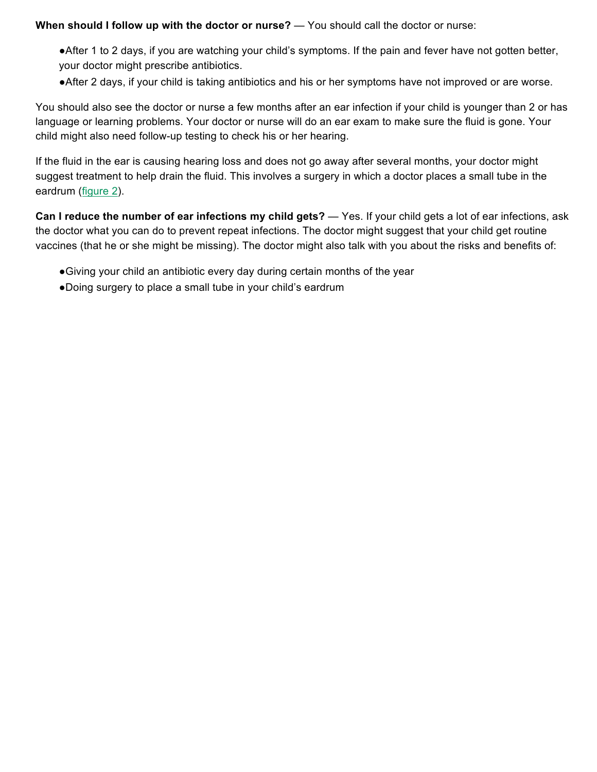**When should I follow up with the doctor or nurse?** — You should call the doctor or nurse:

- After 1 to 2 days, if you are watching your child's symptoms. If the pain and fever have not gotten better, your doctor might prescribe antibiotics.
- After 2 days, if your child is taking antibiotics and his or her symptoms have not improved or are worse.

You should also see the doctor or nurse a few months after an ear infection if your child is younger than 2 or has language or learning problems. Your doctor or nurse will do an ear exam to make sure the fluid is gone. Your child might also need follow-up testing to check his or her hearing.

If the fluid in the ear is causing hearing loss and does not go away after several months, your doctor might suggest treatment to help drain the fluid. This involves a surgery in which a doctor places a small tube in the eardrum (figure 2).

**Can I reduce the number of ear infections my child gets?** — Yes. If your child gets a lot of ear infections, ask the doctor what you can do to prevent repeat infections. The doctor might suggest that your child get routine vaccines (that he or she might be missing). The doctor might also talk with you about the risks and benefits of:

- Giving your child an antibiotic every day during certain months of the year
- Doing surgery to place a small tube in your child's eardrum